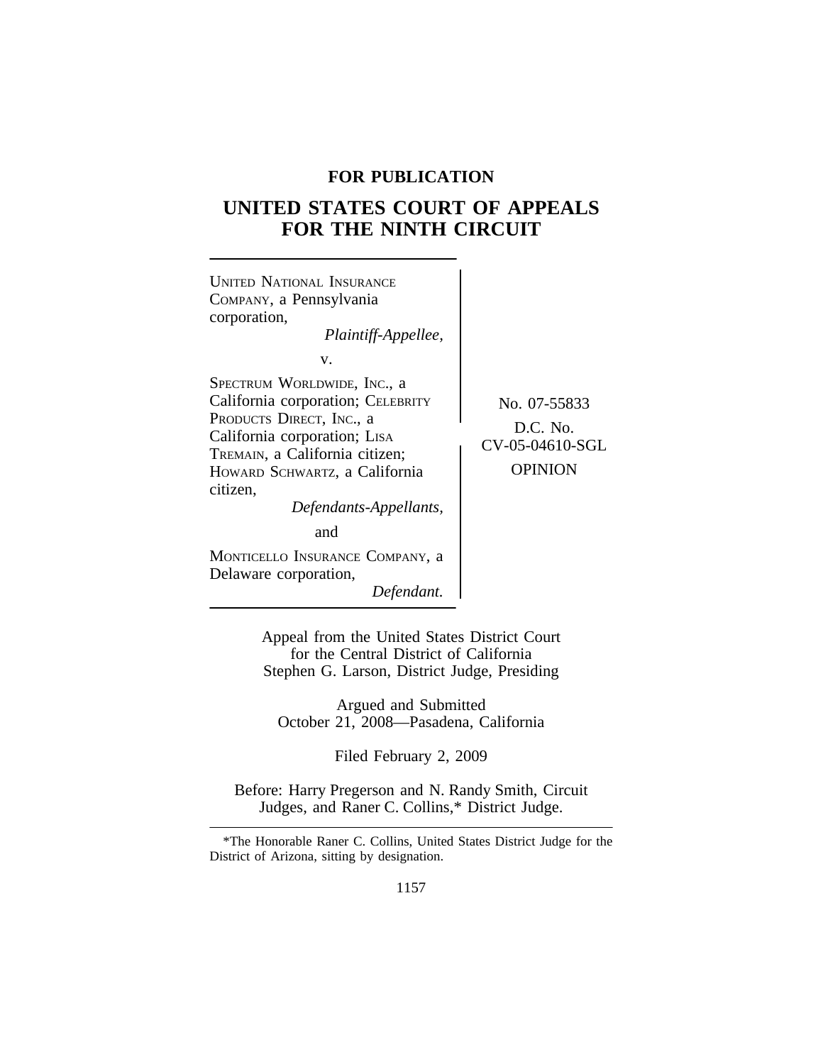**FOR PUBLICATION**

# UNITED STATES COURT OF APPEALS FOR THE NINTH CIRCUIT

UNITED NATIONAL INSURANCE COMPANY, a Pennsylvania corporation,
*Plaintiff-Appellee,*

v.

SPECTRUM WORLDWIDE, INC., a California corporation; CELEBRITY PRODUCTS DIRECT, INC., a California corporation; LISA TREMAIN, a California citizen; HOWARD SCHWARTZ, a California citizen,
*Defendants-Appellants,*

and

MONTICELLO INSURANCE COMPANY, a Delaware corporation,
*Defendant.*

No. 07-55833

D.C. No. CV-05-04610-SGL

OPINION

Appeal from the United States District Court for the Central District of California
Stephen G. Larson, District Judge, Presiding

Argued and Submitted
October 21, 2008—Pasadena, California

Filed February 2, 2009

Before: Harry Pregerson and N. Randy Smith, Circuit Judges, and Raner C. Collins,* District Judge.

*The Honorable Raner C. Collins, United States District Judge for the District of Arizona, sitting by designation.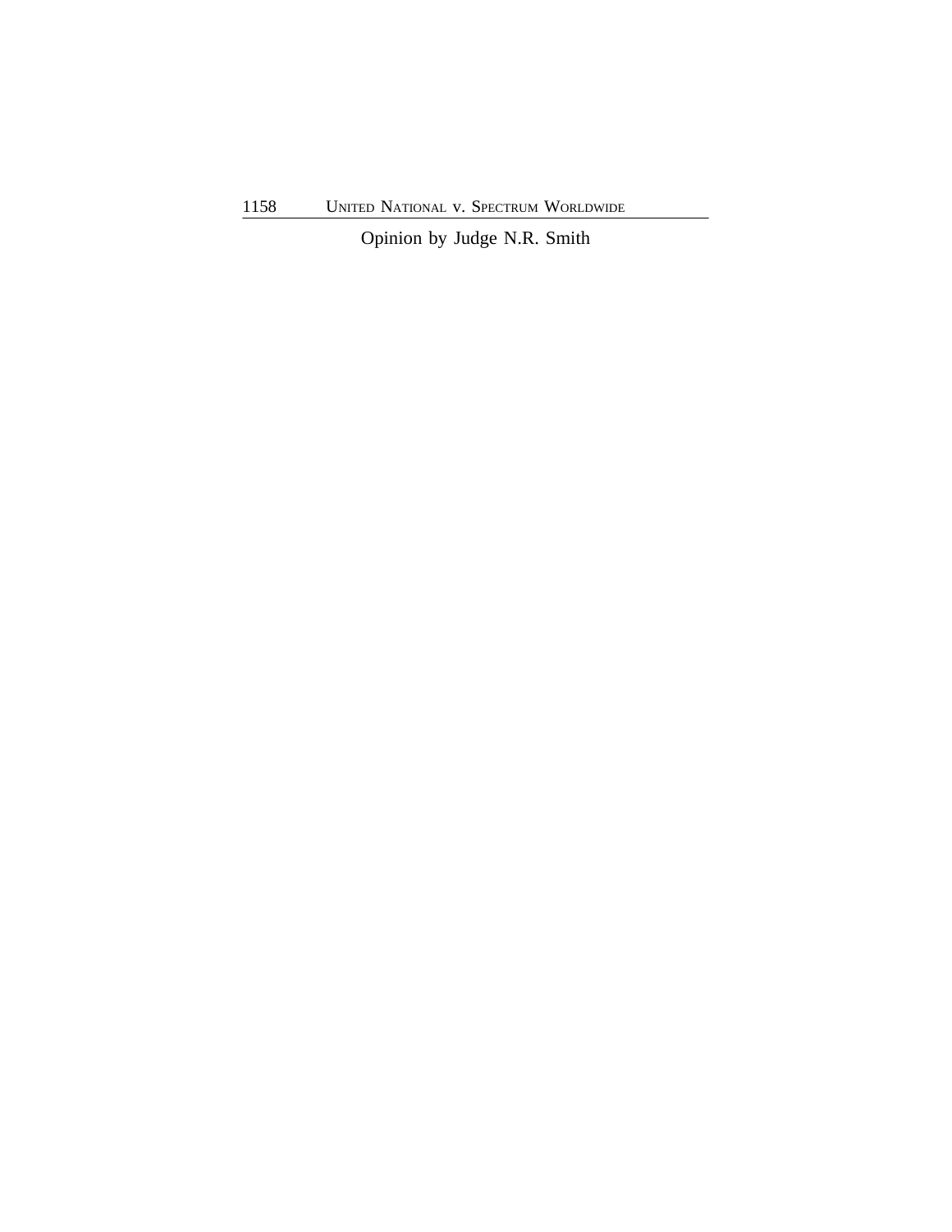Opinion by Judge N.R. Smith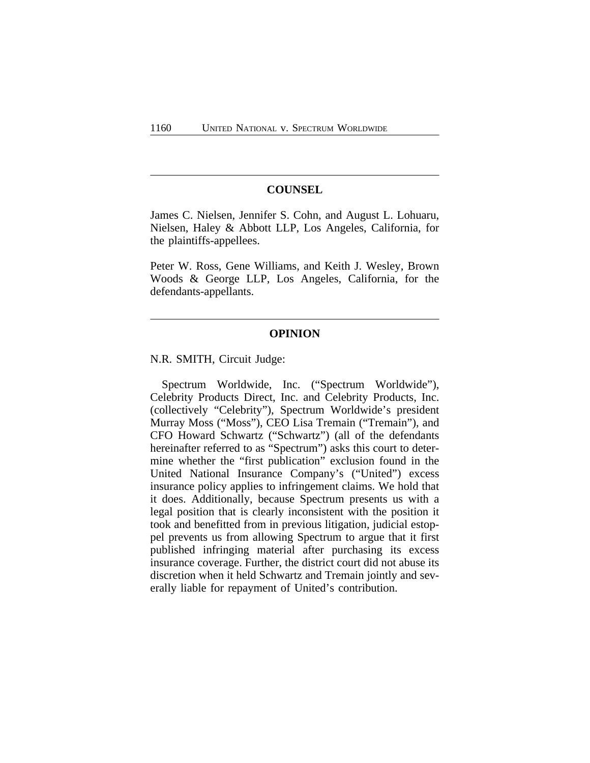## COUNSEL

James C. Nielsen, Jennifer S. Cohn, and August L. Lohuaru, Nielsen, Haley & Abbott LLP, Los Angeles, California, for the plaintiffs-appellees.

Peter W. Ross, Gene Williams, and Keith J. Wesley, Brown Woods & George LLP, Los Angeles, California, for the defendants-appellants.

## OPINION

N.R. SMITH, Circuit Judge:

Spectrum Worldwide, Inc. ("Spectrum Worldwide"), Celebrity Products Direct, Inc. and Celebrity Products, Inc. (collectively "Celebrity"), Spectrum Worldwide's president Murray Moss ("Moss"), CEO Lisa Tremain ("Tremain"), and CFO Howard Schwartz ("Schwartz") (all of the defendants hereinafter referred to as "Spectrum") asks this court to determine whether the "first publication" exclusion found in the United National Insurance Company's ("United") excess insurance policy applies to infringement claims. We hold that it does. Additionally, because Spectrum presents us with a legal position that is clearly inconsistent with the position it took and benefitted from in previous litigation, judicial estoppel prevents us from allowing Spectrum to argue that it first published infringing material after purchasing its excess insurance coverage. Further, the district court did not abuse its discretion when it held Schwartz and Tremain jointly and severally liable for repayment of United's contribution.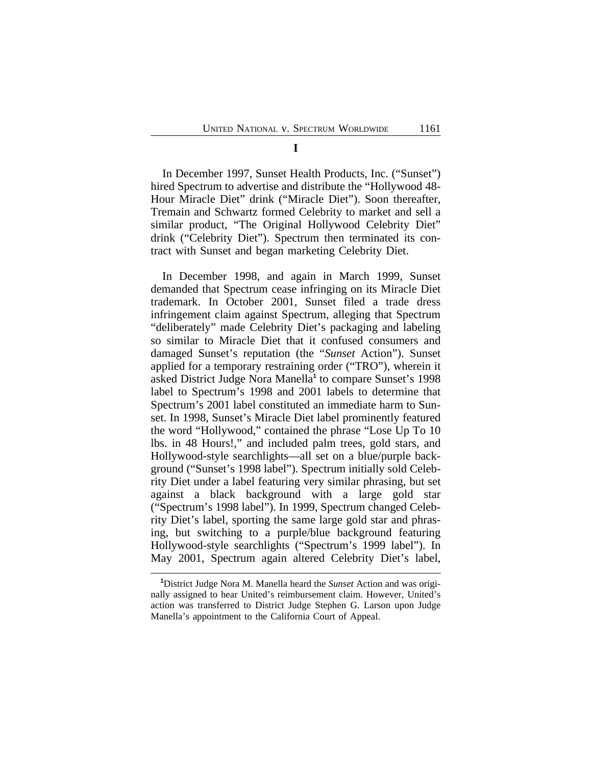## I

In December 1997, Sunset Health Products, Inc. ("Sunset") hired Spectrum to advertise and distribute the "Hollywood 48-Hour Miracle Diet" drink ("Miracle Diet"). Soon thereafter, Tremain and Schwartz formed Celebrity to market and sell a similar product, "The Original Hollywood Celebrity Diet" drink ("Celebrity Diet"). Spectrum then terminated its contract with Sunset and began marketing Celebrity Diet.

In December 1998, and again in March 1999, Sunset demanded that Spectrum cease infringing on its Miracle Diet trademark. In October 2001, Sunset filed a trade dress infringement claim against Spectrum, alleging that Spectrum "deliberately" made Celebrity Diet's packaging and labeling so similar to Miracle Diet that it confused consumers and damaged Sunset's reputation (the "*Sunset* Action"). Sunset applied for a temporary restraining order ("TRO"), wherein it asked District Judge Nora Manella[1] to compare Sunset's 1998 label to Spectrum's 1998 and 2001 labels to determine that Spectrum's 2001 label constituted an immediate harm to Sunset. In 1998, Sunset's Miracle Diet label prominently featured the word "Hollywood," contained the phrase "Lose Up To 10 lbs. in 48 Hours!," and included palm trees, gold stars, and Hollywood-style searchlights—all set on a blue/purple background ("Sunset's 1998 label"). Spectrum initially sold Celebrity Diet under a label featuring very similar phrasing, but set against a black background with a large gold star ("Spectrum's 1998 label"). In 1999, Spectrum changed Celebrity Diet's label, sporting the same large gold star and phrasing, but switching to a purple/blue background featuring Hollywood-style searchlights ("Spectrum's 1999 label"). In May 2001, Spectrum again altered Celebrity Diet's label,

[1]District Judge Nora M. Manella heard the *Sunset* Action and was originally assigned to hear United's reimbursement claim. However, United's action was transferred to District Judge Stephen G. Larson upon Judge Manella's appointment to the California Court of Appeal.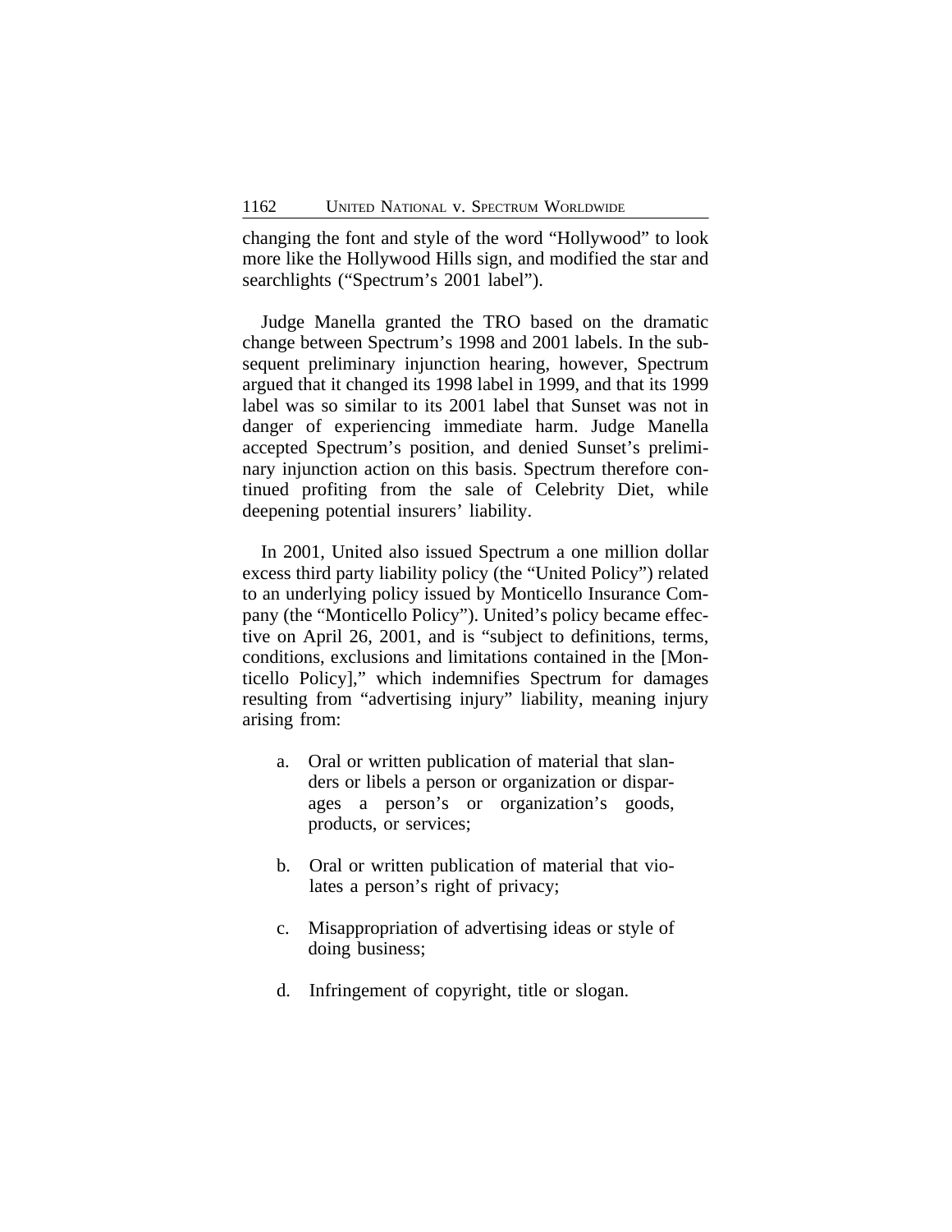changing the font and style of the word "Hollywood" to look more like the Hollywood Hills sign, and modified the star and searchlights ("Spectrum's 2001 label").

Judge Manella granted the TRO based on the dramatic change between Spectrum's 1998 and 2001 labels. In the subsequent preliminary injunction hearing, however, Spectrum argued that it changed its 1998 label in 1999, and that its 1999 label was so similar to its 2001 label that Sunset was not in danger of experiencing immediate harm. Judge Manella accepted Spectrum's position, and denied Sunset's preliminary injunction action on this basis. Spectrum therefore continued profiting from the sale of Celebrity Diet, while deepening potential insurers' liability.

In 2001, United also issued Spectrum a one million dollar excess third party liability policy (the "United Policy") related to an underlying policy issued by Monticello Insurance Company (the "Monticello Policy"). United's policy became effective on April 26, 2001, and is "subject to definitions, terms, conditions, exclusions and limitations contained in the [Monticello Policy]," which indemnifies Spectrum for damages resulting from "advertising injury" liability, meaning injury arising from:

> a. Oral or written publication of material that slanders or libels a person or organization or disparages a person's or organization's goods, products, or services;
>
> b. Oral or written publication of material that violates a person's right of privacy;
>
> c. Misappropriation of advertising ideas or style of doing business;
>
> d. Infringement of copyright, title or slogan.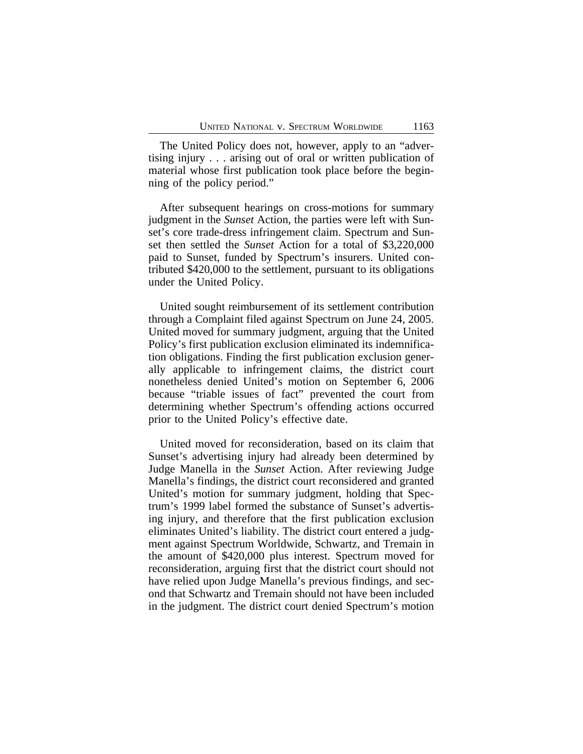The United Policy does not, however, apply to an "advertising injury . . . arising out of oral or written publication of material whose first publication took place before the beginning of the policy period."

After subsequent hearings on cross-motions for summary judgment in the *Sunset* Action, the parties were left with Sunset's core trade-dress infringement claim. Spectrum and Sunset then settled the *Sunset* Action for a total of $3,220,000 paid to Sunset, funded by Spectrum's insurers. United contributed $420,000 to the settlement, pursuant to its obligations under the United Policy.

United sought reimbursement of its settlement contribution through a Complaint filed against Spectrum on June 24, 2005. United moved for summary judgment, arguing that the United Policy's first publication exclusion eliminated its indemnification obligations. Finding the first publication exclusion generally applicable to infringement claims, the district court nonetheless denied United's motion on September 6, 2006 because "triable issues of fact" prevented the court from determining whether Spectrum's offending actions occurred prior to the United Policy's effective date.

United moved for reconsideration, based on its claim that Sunset's advertising injury had already been determined by Judge Manella in the *Sunset* Action. After reviewing Judge Manella's findings, the district court reconsidered and granted United's motion for summary judgment, holding that Spectrum's 1999 label formed the substance of Sunset's advertising injury, and therefore that the first publication exclusion eliminates United's liability. The district court entered a judgment against Spectrum Worldwide, Schwartz, and Tremain in the amount of $420,000 plus interest. Spectrum moved for reconsideration, arguing first that the district court should not have relied upon Judge Manella's previous findings, and second that Schwartz and Tremain should not have been included in the judgment. The district court denied Spectrum's motion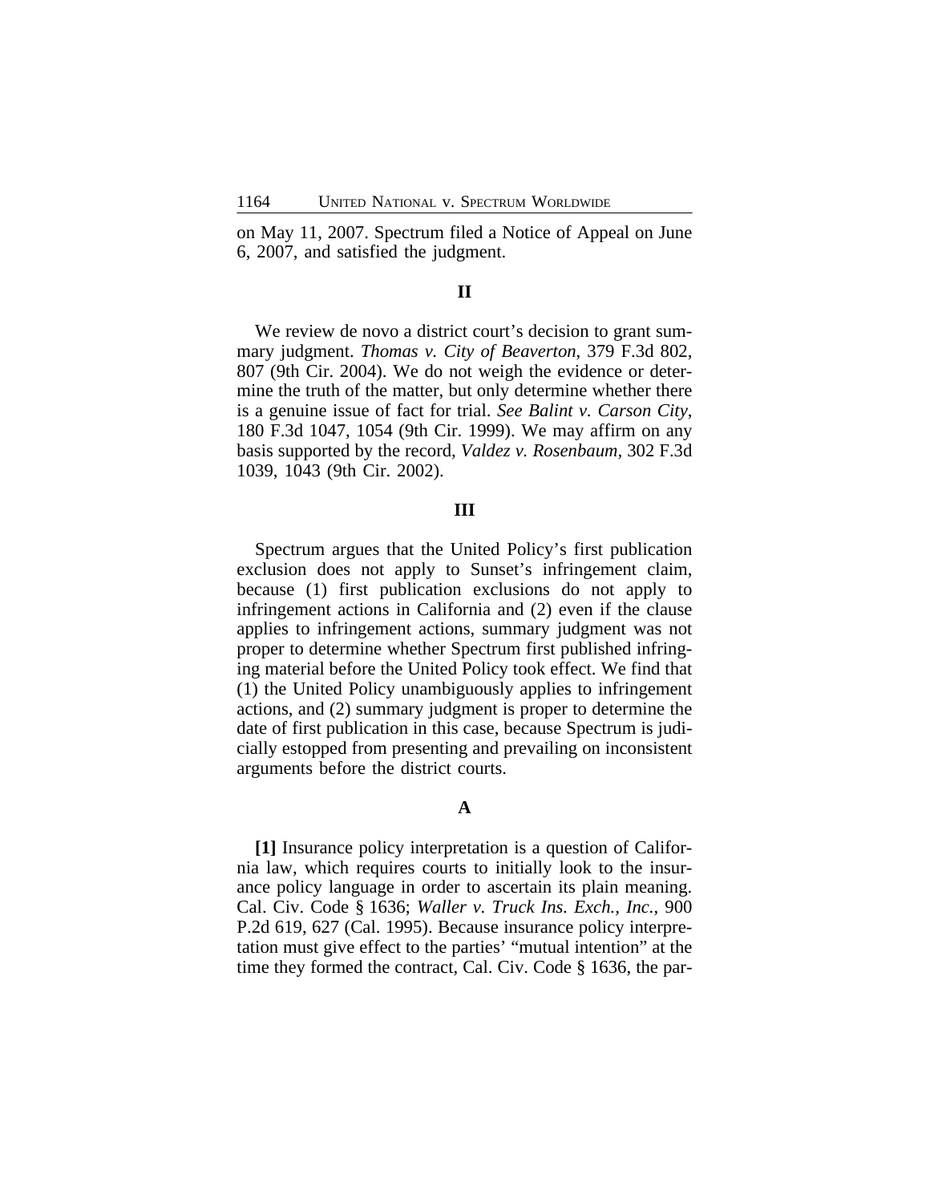on May 11, 2007. Spectrum filed a Notice of Appeal on June 6, 2007, and satisfied the judgment.

## II

We review de novo a district court's decision to grant summary judgment. *Thomas v. City of Beaverton*, 379 F.3d 802, 807 (9th Cir. 2004). We do not weigh the evidence or determine the truth of the matter, but only determine whether there is a genuine issue of fact for trial. *See Balint v. Carson City*, 180 F.3d 1047, 1054 (9th Cir. 1999). We may affirm on any basis supported by the record, *Valdez v. Rosenbaum*, 302 F.3d 1039, 1043 (9th Cir. 2002).

## III

Spectrum argues that the United Policy's first publication exclusion does not apply to Sunset's infringement claim, because (1) first publication exclusions do not apply to infringement actions in California and (2) even if the clause applies to infringement actions, summary judgment was not proper to determine whether Spectrum first published infringing material before the United Policy took effect. We find that (1) the United Policy unambiguously applies to infringement actions, and (2) summary judgment is proper to determine the date of first publication in this case, because Spectrum is judicially estopped from presenting and prevailing on inconsistent arguments before the district courts.

### A

**[1]** Insurance policy interpretation is a question of California law, which requires courts to initially look to the insurance policy language in order to ascertain its plain meaning. Cal. Civ. Code § 1636; *Waller v. Truck Ins. Exch., Inc.*, 900 P.2d 619, 627 (Cal. 1995). Because insurance policy interpretation must give effect to the parties' "mutual intention" at the time they formed the contract, Cal. Civ. Code § 1636, the par-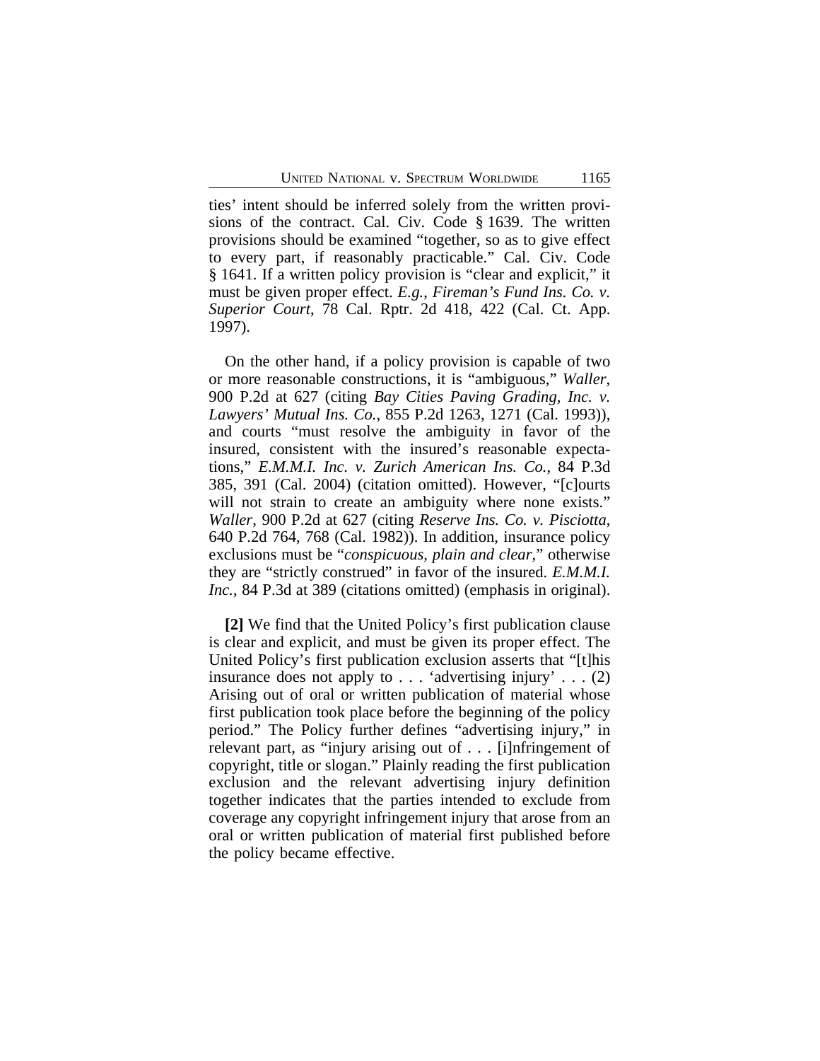ties' intent should be inferred solely from the written provisions of the contract. Cal. Civ. Code § 1639. The written provisions should be examined "together, so as to give effect to every part, if reasonably practicable." Cal. Civ. Code § 1641. If a written policy provision is "clear and explicit," it must be given proper effect. *E.g., Fireman's Fund Ins. Co. v. Superior Court*, 78 Cal. Rptr. 2d 418, 422 (Cal. Ct. App. 1997).

On the other hand, if a policy provision is capable of two or more reasonable constructions, it is "ambiguous," *Waller*, 900 P.2d at 627 (citing *Bay Cities Paving Grading, Inc. v. Lawyers' Mutual Ins. Co.*, 855 P.2d 1263, 1271 (Cal. 1993)), and courts "must resolve the ambiguity in favor of the insured, consistent with the insured's reasonable expectations," *E.M.M.I. Inc. v. Zurich American Ins. Co.*, 84 P.3d 385, 391 (Cal. 2004) (citation omitted). However, "[c]ourts will not strain to create an ambiguity where none exists." *Waller*, 900 P.2d at 627 (citing *Reserve Ins. Co. v. Pisciotta*, 640 P.2d 764, 768 (Cal. 1982)). In addition, insurance policy exclusions must be "*conspicuous, plain and clear*," otherwise they are "strictly construed" in favor of the insured. *E.M.M.I. Inc.*, 84 P.3d at 389 (citations omitted) (emphasis in original).

**[2]** We find that the United Policy's first publication clause is clear and explicit, and must be given its proper effect. The United Policy's first publication exclusion asserts that "[t]his insurance does not apply to . . . 'advertising injury' . . . (2) Arising out of oral or written publication of material whose first publication took place before the beginning of the policy period." The Policy further defines "advertising injury," in relevant part, as "injury arising out of . . . [i]nfringement of copyright, title or slogan." Plainly reading the first publication exclusion and the relevant advertising injury definition together indicates that the parties intended to exclude from coverage any copyright infringement injury that arose from an oral or written publication of material first published before the policy became effective.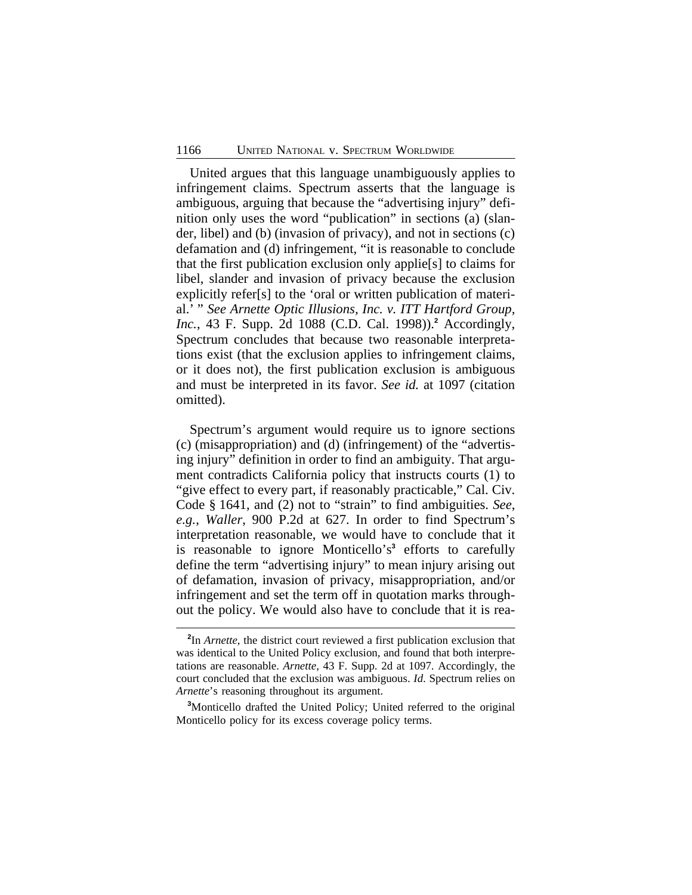United argues that this language unambiguously applies to infringement claims. Spectrum asserts that the language is ambiguous, arguing that because the "advertising injury" definition only uses the word "publication" in sections (a) (slander, libel) and (b) (invasion of privacy), and not in sections (c) defamation and (d) infringement, "it is reasonable to conclude that the first publication exclusion only applie[s] to claims for libel, slander and invasion of privacy because the exclusion explicitly refer[s] to the 'oral or written publication of material.' " *See Arnette Optic Illusions, Inc. v. ITT Hartford Group, Inc.*, 43 F. Supp. 2d 1088 (C.D. Cal. 1998)).[2] Accordingly, Spectrum concludes that because two reasonable interpretations exist (that the exclusion applies to infringement claims, or it does not), the first publication exclusion is ambiguous and must be interpreted in its favor. *See id.* at 1097 (citation omitted).

Spectrum's argument would require us to ignore sections (c) (misappropriation) and (d) (infringement) of the "advertising injury" definition in order to find an ambiguity. That argument contradicts California policy that instructs courts (1) to "give effect to every part, if reasonably practicable," Cal. Civ. Code § 1641, and (2) not to "strain" to find ambiguities. *See, e.g.*, *Waller*, 900 P.2d at 627. In order to find Spectrum's interpretation reasonable, we would have to conclude that it is reasonable to ignore Monticello's[3] efforts to carefully define the term "advertising injury" to mean injury arising out of defamation, invasion of privacy, misappropriation, and/or infringement and set the term off in quotation marks throughout the policy. We would also have to conclude that it is rea-

---

[2]In *Arnette*, the district court reviewed a first publication exclusion that was identical to the United Policy exclusion, and found that both interpretations are reasonable. *Arnette*, 43 F. Supp. 2d at 1097. Accordingly, the court concluded that the exclusion was ambiguous. *Id*. Spectrum relies on *Arnette*'s reasoning throughout its argument.

[3]Monticello drafted the United Policy; United referred to the original Monticello policy for its excess coverage policy terms.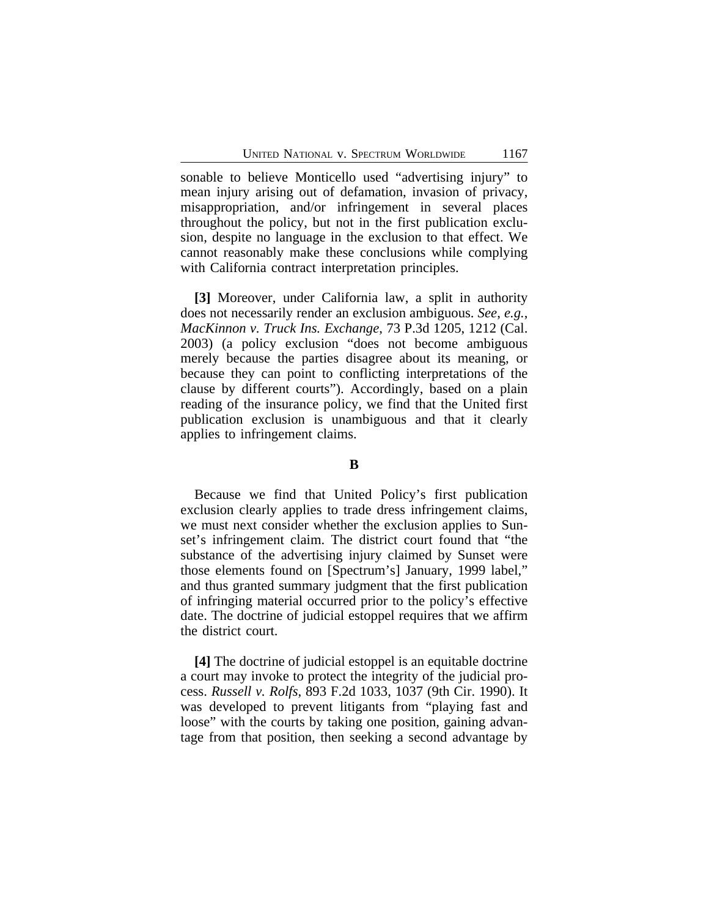sonable to believe Monticello used "advertising injury" to mean injury arising out of defamation, invasion of privacy, misappropriation, and/or infringement in several places throughout the policy, but not in the first publication exclusion, despite no language in the exclusion to that effect. We cannot reasonably make these conclusions while complying with California contract interpretation principles.

**[3]** Moreover, under California law, a split in authority does not necessarily render an exclusion ambiguous. *See, e.g.*, *MacKinnon v. Truck Ins. Exchange*, 73 P.3d 1205, 1212 (Cal. 2003) (a policy exclusion "does not become ambiguous merely because the parties disagree about its meaning, or because they can point to conflicting interpretations of the clause by different courts"). Accordingly, based on a plain reading of the insurance policy, we find that the United first publication exclusion is unambiguous and that it clearly applies to infringement claims.

**B**

Because we find that United Policy's first publication exclusion clearly applies to trade dress infringement claims, we must next consider whether the exclusion applies to Sunset's infringement claim. The district court found that "the substance of the advertising injury claimed by Sunset were those elements found on [Spectrum's] January, 1999 label," and thus granted summary judgment that the first publication of infringing material occurred prior to the policy's effective date. The doctrine of judicial estoppel requires that we affirm the district court.

**[4]** The doctrine of judicial estoppel is an equitable doctrine a court may invoke to protect the integrity of the judicial process. *Russell v. Rolfs*, 893 F.2d 1033, 1037 (9th Cir. 1990). It was developed to prevent litigants from "playing fast and loose" with the courts by taking one position, gaining advantage from that position, then seeking a second advantage by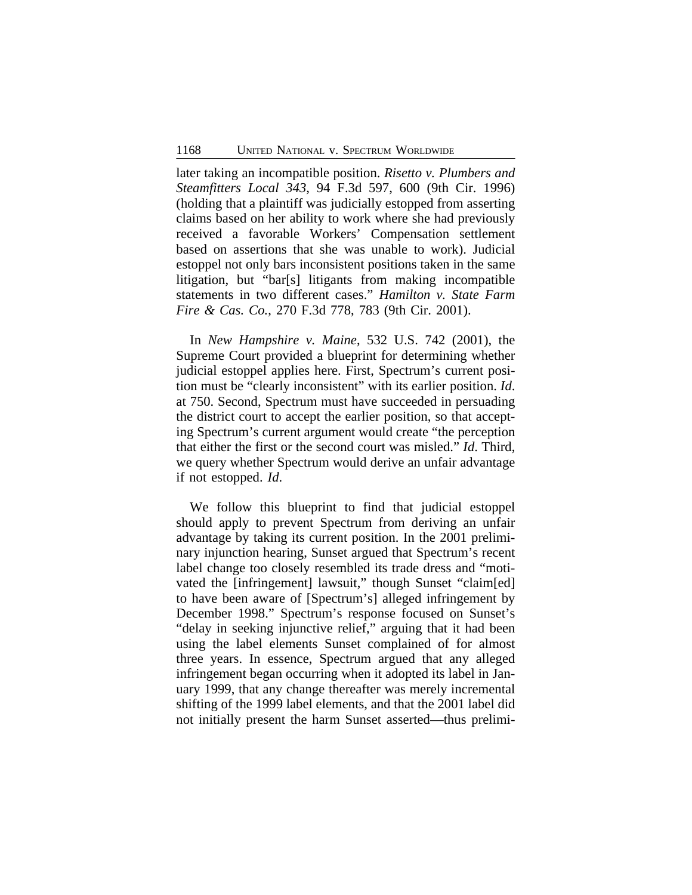later taking an incompatible position. *Risetto v. Plumbers and Steamfitters Local 343*, 94 F.3d 597, 600 (9th Cir. 1996) (holding that a plaintiff was judicially estopped from asserting claims based on her ability to work where she had previously received a favorable Workers' Compensation settlement based on assertions that she was unable to work). Judicial estoppel not only bars inconsistent positions taken in the same litigation, but "bar[s] litigants from making incompatible statements in two different cases." *Hamilton v. State Farm Fire & Cas. Co.*, 270 F.3d 778, 783 (9th Cir. 2001).

In *New Hampshire v. Maine*, 532 U.S. 742 (2001), the Supreme Court provided a blueprint for determining whether judicial estoppel applies here. First, Spectrum's current position must be "clearly inconsistent" with its earlier position. *Id.* at 750. Second, Spectrum must have succeeded in persuading the district court to accept the earlier position, so that accepting Spectrum's current argument would create "the perception that either the first or the second court was misled." *Id.* Third, we query whether Spectrum would derive an unfair advantage if not estopped. *Id.*

We follow this blueprint to find that judicial estoppel should apply to prevent Spectrum from deriving an unfair advantage by taking its current position. In the 2001 preliminary injunction hearing, Sunset argued that Spectrum's recent label change too closely resembled its trade dress and "motivated the [infringement] lawsuit," though Sunset "claim[ed] to have been aware of [Spectrum's] alleged infringement by December 1998." Spectrum's response focused on Sunset's "delay in seeking injunctive relief," arguing that it had been using the label elements Sunset complained of for almost three years. In essence, Spectrum argued that any alleged infringement began occurring when it adopted its label in January 1999, that any change thereafter was merely incremental shifting of the 1999 label elements, and that the 2001 label did not initially present the harm Sunset asserted—thus prelimi-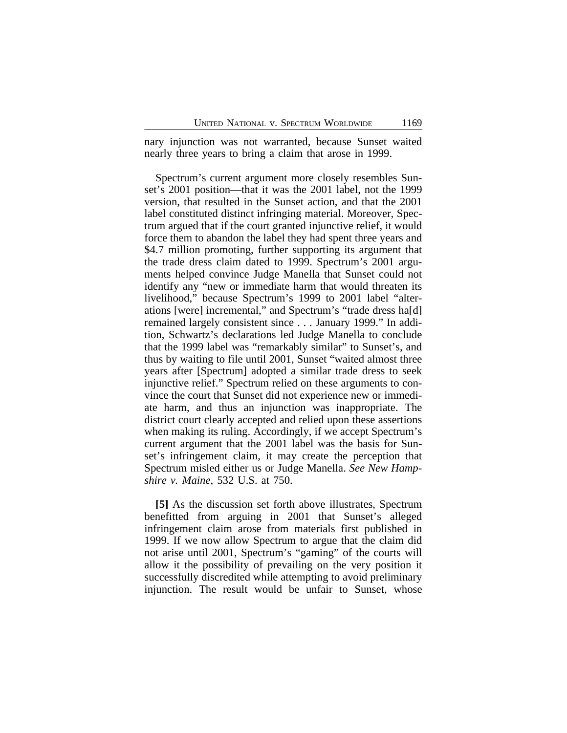nary injunction was not warranted, because Sunset waited nearly three years to bring a claim that arose in 1999.

Spectrum's current argument more closely resembles Sunset's 2001 position—that it was the 2001 label, not the 1999 version, that resulted in the Sunset action, and that the 2001 label constituted distinct infringing material. Moreover, Spectrum argued that if the court granted injunctive relief, it would force them to abandon the label they had spent three years and $4.7 million promoting, further supporting its argument that the trade dress claim dated to 1999. Spectrum's 2001 arguments helped convince Judge Manella that Sunset could not identify any "new or immediate harm that would threaten its livelihood," because Spectrum's 1999 to 2001 label "alterations [were] incremental," and Spectrum's "trade dress ha[d] remained largely consistent since . . . January 1999." In addition, Schwartz's declarations led Judge Manella to conclude that the 1999 label was "remarkably similar" to Sunset's, and thus by waiting to file until 2001, Sunset "waited almost three years after [Spectrum] adopted a similar trade dress to seek injunctive relief." Spectrum relied on these arguments to convince the court that Sunset did not experience new or immediate harm, and thus an injunction was inappropriate. The district court clearly accepted and relied upon these assertions when making its ruling. Accordingly, if we accept Spectrum's current argument that the 2001 label was the basis for Sunset's infringement claim, it may create the perception that Spectrum misled either us or Judge Manella. *See New Hampshire v. Maine*, 532 U.S. at 750.

**[5]** As the discussion set forth above illustrates, Spectrum benefitted from arguing in 2001 that Sunset's alleged infringement claim arose from materials first published in 1999. If we now allow Spectrum to argue that the claim did not arise until 2001, Spectrum's "gaming" of the courts will allow it the possibility of prevailing on the very position it successfully discredited while attempting to avoid preliminary injunction. The result would be unfair to Sunset, whose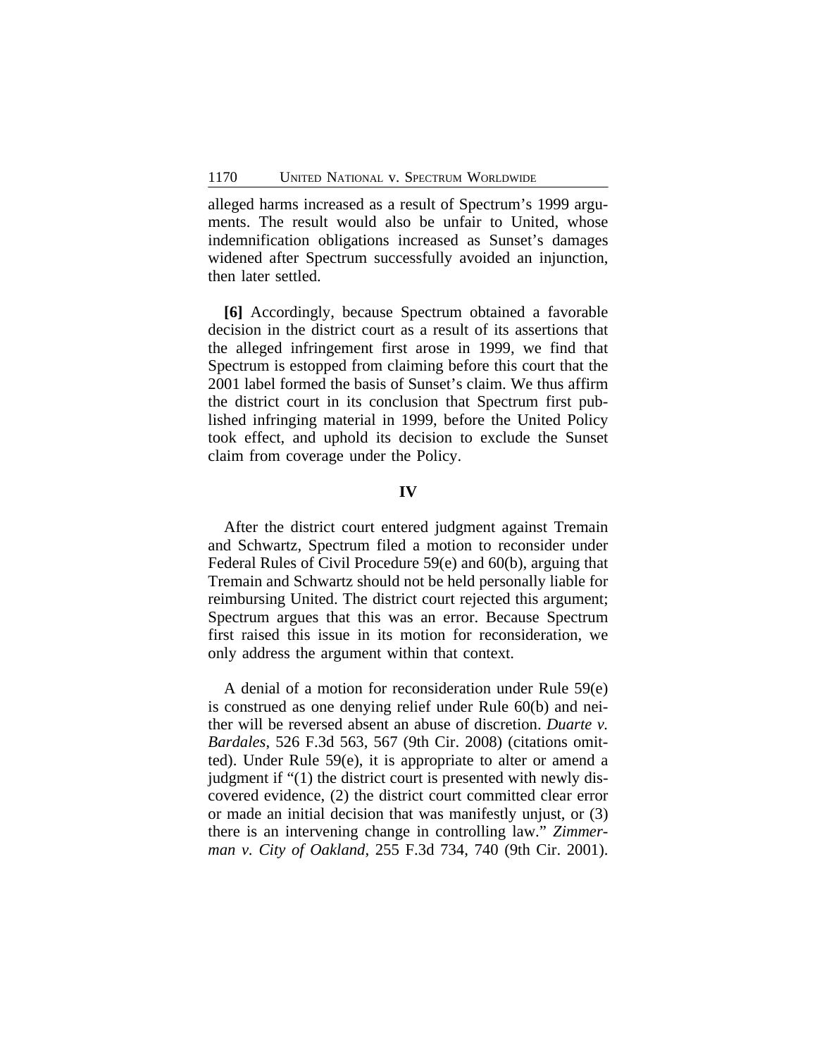alleged harms increased as a result of Spectrum's 1999 arguments. The result would also be unfair to United, whose indemnification obligations increased as Sunset's damages widened after Spectrum successfully avoided an injunction, then later settled.

**[6]** Accordingly, because Spectrum obtained a favorable decision in the district court as a result of its assertions that the alleged infringement first arose in 1999, we find that Spectrum is estopped from claiming before this court that the 2001 label formed the basis of Sunset's claim. We thus affirm the district court in its conclusion that Spectrum first published infringing material in 1999, before the United Policy took effect, and uphold its decision to exclude the Sunset claim from coverage under the Policy.

## IV

After the district court entered judgment against Tremain and Schwartz, Spectrum filed a motion to reconsider under Federal Rules of Civil Procedure 59(e) and 60(b), arguing that Tremain and Schwartz should not be held personally liable for reimbursing United. The district court rejected this argument; Spectrum argues that this was an error. Because Spectrum first raised this issue in its motion for reconsideration, we only address the argument within that context.

A denial of a motion for reconsideration under Rule 59(e) is construed as one denying relief under Rule 60(b) and neither will be reversed absent an abuse of discretion. *Duarte v. Bardales*, 526 F.3d 563, 567 (9th Cir. 2008) (citations omitted). Under Rule 59(e), it is appropriate to alter or amend a judgment if "(1) the district court is presented with newly discovered evidence, (2) the district court committed clear error or made an initial decision that was manifestly unjust, or (3) there is an intervening change in controlling law." *Zimmerman v. City of Oakland*, 255 F.3d 734, 740 (9th Cir. 2001).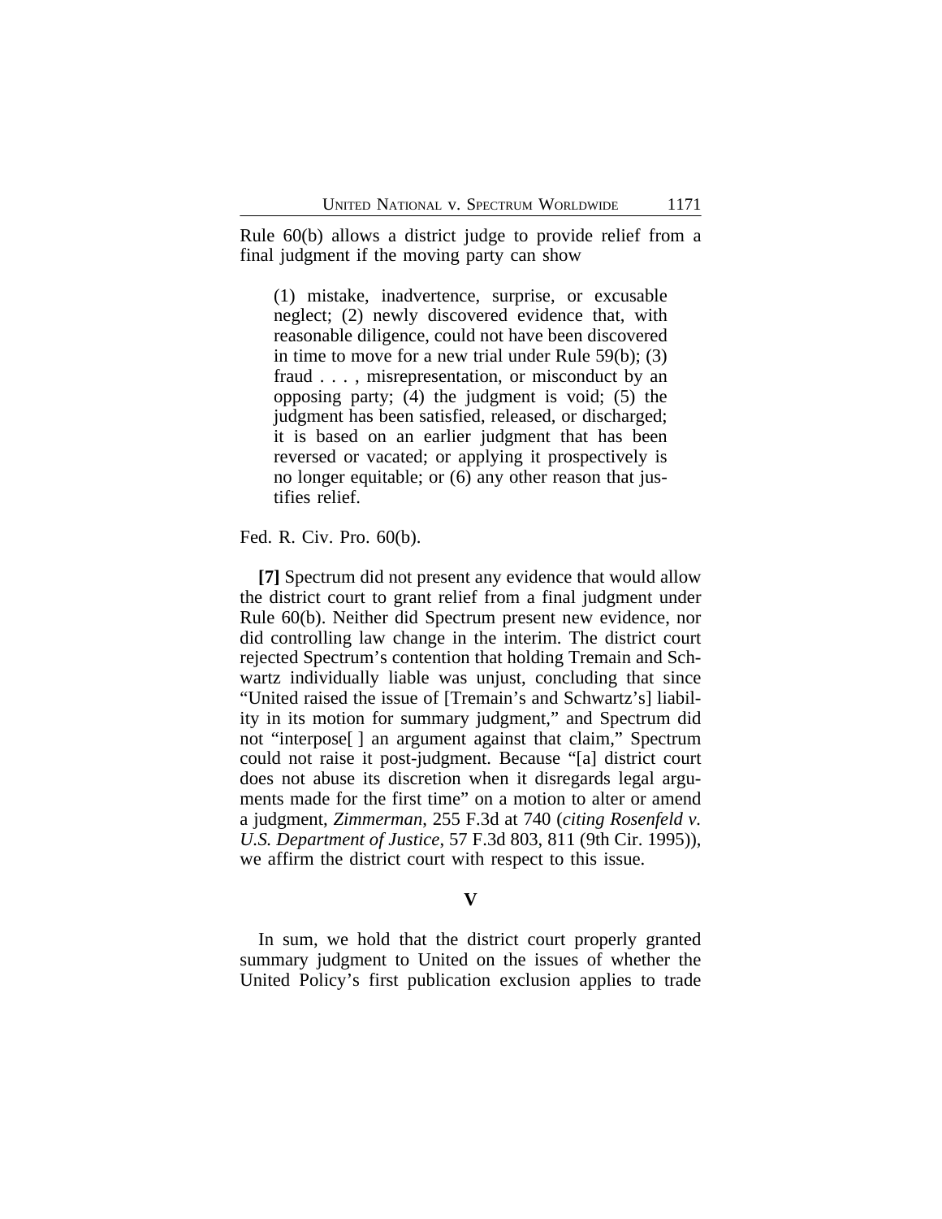Rule 60(b) allows a district judge to provide relief from a final judgment if the moving party can show

> (1) mistake, inadvertence, surprise, or excusable neglect; (2) newly discovered evidence that, with reasonable diligence, could not have been discovered in time to move for a new trial under Rule 59(b); (3) fraud . . . , misrepresentation, or misconduct by an opposing party; (4) the judgment is void; (5) the judgment has been satisfied, released, or discharged; it is based on an earlier judgment that has been reversed or vacated; or applying it prospectively is no longer equitable; or (6) any other reason that justifies relief.

Fed. R. Civ. Pro. 60(b).

**[7]** Spectrum did not present any evidence that would allow the district court to grant relief from a final judgment under Rule 60(b). Neither did Spectrum present new evidence, nor did controlling law change in the interim. The district court rejected Spectrum's contention that holding Tremain and Schwartz individually liable was unjust, concluding that since "United raised the issue of [Tremain's and Schwartz's] liability in its motion for summary judgment," and Spectrum did not "interpose[ ] an argument against that claim," Spectrum could not raise it post-judgment. Because "[a] district court does not abuse its discretion when it disregards legal arguments made for the first time" on a motion to alter or amend a judgment, *Zimmerman*, 255 F.3d at 740 (*citing Rosenfeld v. U.S. Department of Justice*, 57 F.3d 803, 811 (9th Cir. 1995)), we affirm the district court with respect to this issue.

## V

In sum, we hold that the district court properly granted summary judgment to United on the issues of whether the United Policy's first publication exclusion applies to trade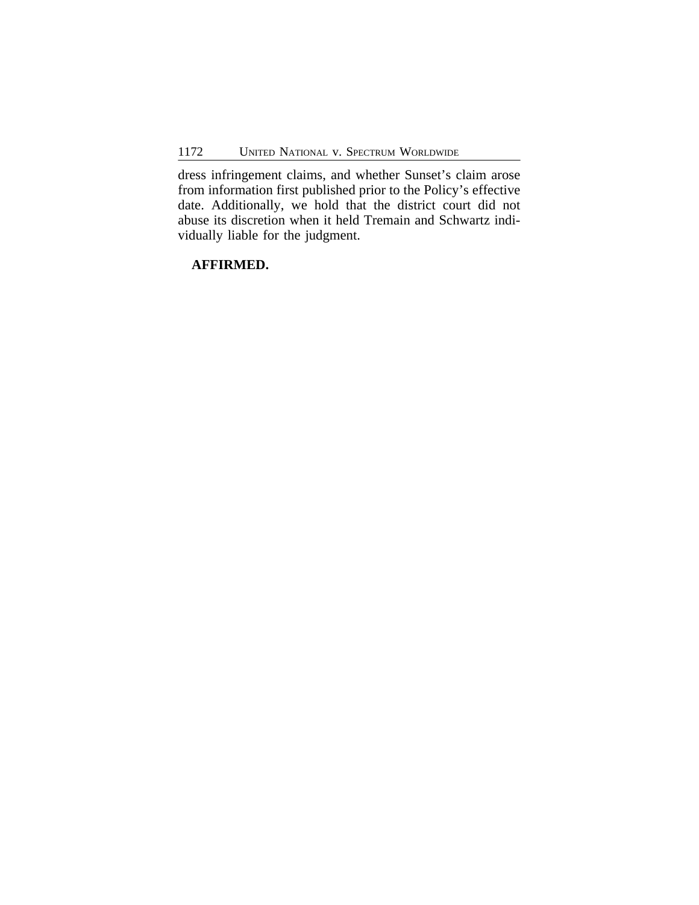dress infringement claims, and whether Sunset's claim arose from information first published prior to the Policy's effective date. Additionally, we hold that the district court did not abuse its discretion when it held Tremain and Schwartz individually liable for the judgment.

**AFFIRMED.**